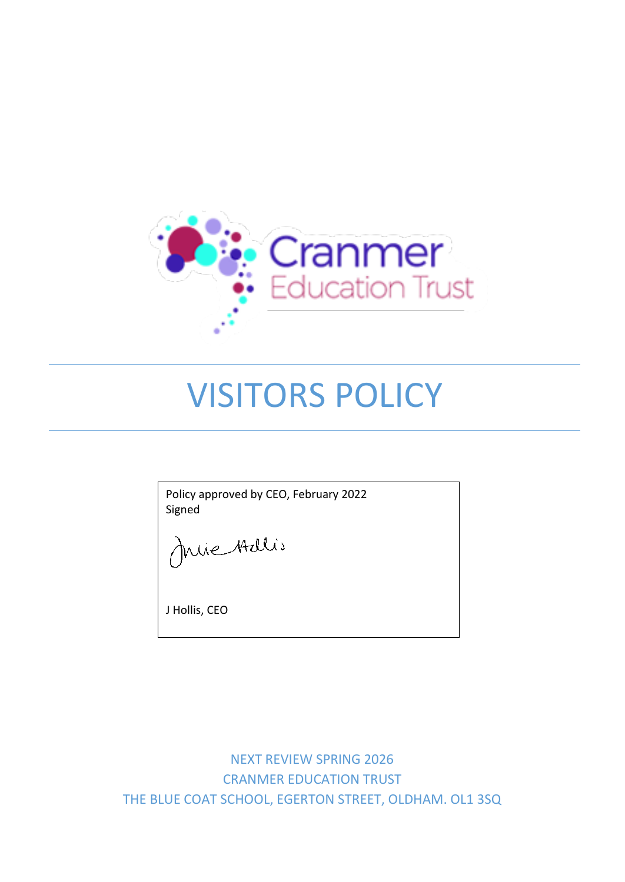Cranmer Education Trust

# VISITORS POLICY

Policy approved by CEO, February 2022
Signed

J Hollis, CEO

NEXT REVIEW SPRING 2026
CRANMER EDUCATION TRUST
THE BLUE COAT SCHOOL, EGERTON STREET, OLDHAM. OL1 3SQ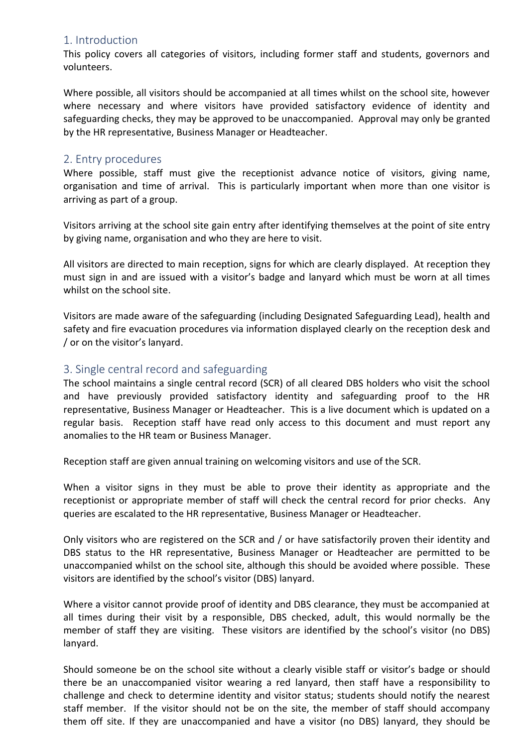## 1. Introduction

This policy covers all categories of visitors, including former staff and students, governors and volunteers.

Where possible, all visitors should be accompanied at all times whilst on the school site, however where necessary and where visitors have provided satisfactory evidence of identity and safeguarding checks, they may be approved to be unaccompanied. Approval may only be granted by the HR representative, Business Manager or Headteacher.

## 2. Entry procedures

Where possible, staff must give the receptionist advance notice of visitors, giving name, organisation and time of arrival. This is particularly important when more than one visitor is arriving as part of a group.

Visitors arriving at the school site gain entry after identifying themselves at the point of site entry by giving name, organisation and who they are here to visit.

All visitors are directed to main reception, signs for which are clearly displayed. At reception they must sign in and are issued with a visitor's badge and lanyard which must be worn at all times whilst on the school site.

Visitors are made aware of the safeguarding (including Designated Safeguarding Lead), health and safety and fire evacuation procedures via information displayed clearly on the reception desk and / or on the visitor's lanyard.

## 3. Single central record and safeguarding

The school maintains a single central record (SCR) of all cleared DBS holders who visit the school and have previously provided satisfactory identity and safeguarding proof to the HR representative, Business Manager or Headteacher. This is a live document which is updated on a regular basis. Reception staff have read only access to this document and must report any anomalies to the HR team or Business Manager.

Reception staff are given annual training on welcoming visitors and use of the SCR.

When a visitor signs in they must be able to prove their identity as appropriate and the receptionist or appropriate member of staff will check the central record for prior checks. Any queries are escalated to the HR representative, Business Manager or Headteacher.

Only visitors who are registered on the SCR and / or have satisfactorily proven their identity and DBS status to the HR representative, Business Manager or Headteacher are permitted to be unaccompanied whilst on the school site, although this should be avoided where possible. These visitors are identified by the school's visitor (DBS) lanyard.

Where a visitor cannot provide proof of identity and DBS clearance, they must be accompanied at all times during their visit by a responsible, DBS checked, adult, this would normally be the member of staff they are visiting. These visitors are identified by the school's visitor (no DBS) lanyard.

Should someone be on the school site without a clearly visible staff or visitor's badge or should there be an unaccompanied visitor wearing a red lanyard, then staff have a responsibility to challenge and check to determine identity and visitor status; students should notify the nearest staff member. If the visitor should not be on the site, the member of staff should accompany them off site. If they are unaccompanied and have a visitor (no DBS) lanyard, they should be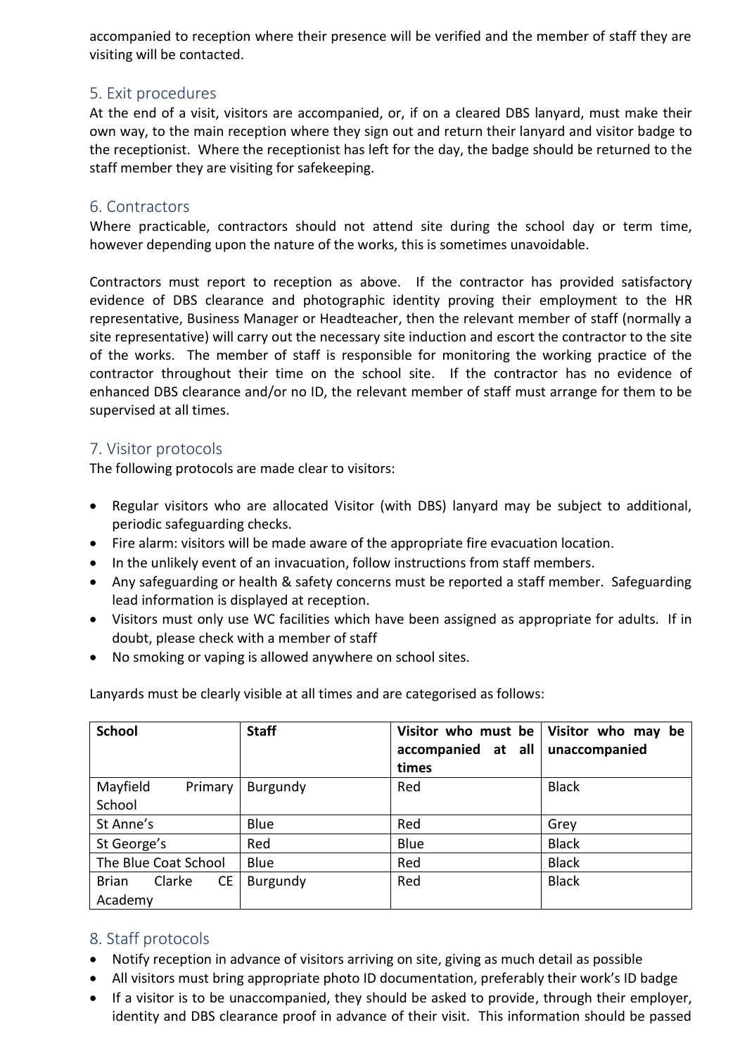accompanied to reception where their presence will be verified and the member of staff they are visiting will be contacted.

## 5. Exit procedures

At the end of a visit, visitors are accompanied, or, if on a cleared DBS lanyard, must make their own way, to the main reception where they sign out and return their lanyard and visitor badge to the receptionist. Where the receptionist has left for the day, the badge should be returned to the staff member they are visiting for safekeeping.

## 6. Contractors

Where practicable, contractors should not attend site during the school day or term time, however depending upon the nature of the works, this is sometimes unavoidable.

Contractors must report to reception as above. If the contractor has provided satisfactory evidence of DBS clearance and photographic identity proving their employment to the HR representative, Business Manager or Headteacher, then the relevant member of staff (normally a site representative) will carry out the necessary site induction and escort the contractor to the site of the works. The member of staff is responsible for monitoring the working practice of the contractor throughout their time on the school site. If the contractor has no evidence of enhanced DBS clearance and/or no ID, the relevant member of staff must arrange for them to be supervised at all times.

## 7. Visitor protocols

The following protocols are made clear to visitors:

- Regular visitors who are allocated Visitor (with DBS) lanyard may be subject to additional, periodic safeguarding checks.
- Fire alarm: visitors will be made aware of the appropriate fire evacuation location.
- In the unlikely event of an invacuation, follow instructions from staff members.
- Any safeguarding or health & safety concerns must be reported a staff member. Safeguarding lead information is displayed at reception.
- Visitors must only use WC facilities which have been assigned as appropriate for adults. If in doubt, please check with a member of staff
- No smoking or vaping is allowed anywhere on school sites.

Lanyards must be clearly visible at all times and are categorised as follows:

| **School** | **Staff** | **Visitor who must be accompanied at all times** | **Visitor who may be unaccompanied** |
|---|---|---|---|
| Mayfield Primary School | Burgundy | Red | Black |
| St Anne's | Blue | Red | Grey |
| St George's | Red | Blue | Black |
| The Blue Coat School | Blue | Red | Black |
| Brian Clarke CE Academy | Burgundy | Red | Black |

## 8. Staff protocols

- Notify reception in advance of visitors arriving on site, giving as much detail as possible
- All visitors must bring appropriate photo ID documentation, preferably their work's ID badge
- If a visitor is to be unaccompanied, they should be asked to provide, through their employer, identity and DBS clearance proof in advance of their visit. This information should be passed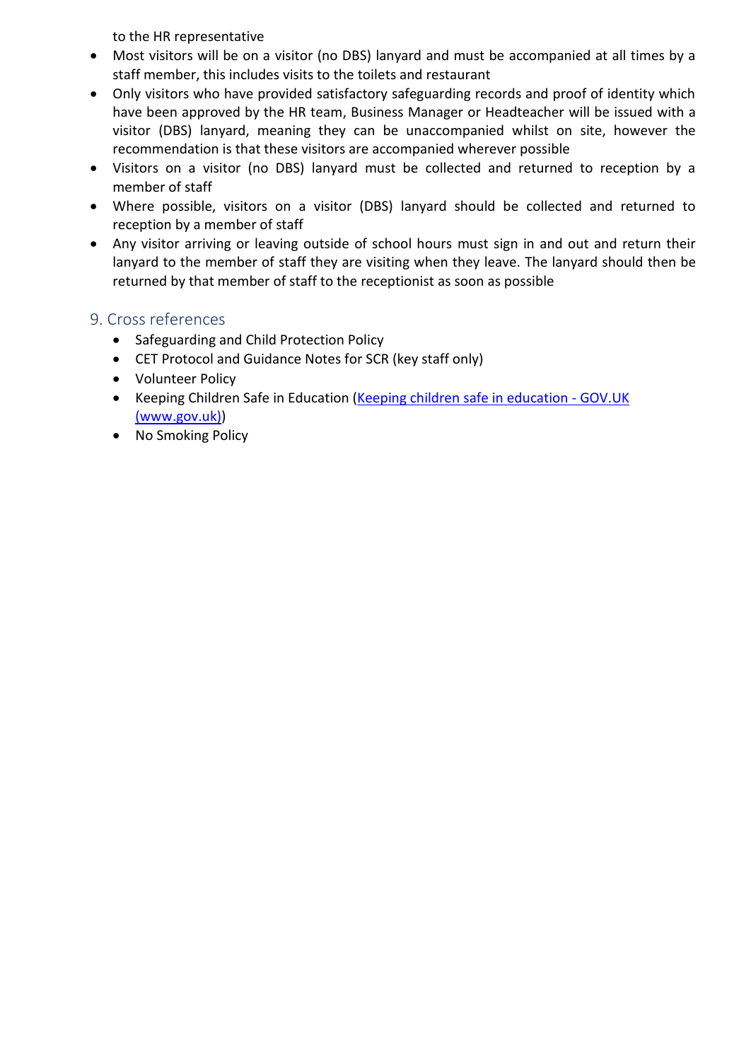to the HR representative

- Most visitors will be on a visitor (no DBS) lanyard and must be accompanied at all times by a staff member, this includes visits to the toilets and restaurant
- Only visitors who have provided satisfactory safeguarding records and proof of identity which have been approved by the HR team, Business Manager or Headteacher will be issued with a visitor (DBS) lanyard, meaning they can be unaccompanied whilst on site, however the recommendation is that these visitors are accompanied wherever possible
- Visitors on a visitor (no DBS) lanyard must be collected and returned to reception by a member of staff
- Where possible, visitors on a visitor (DBS) lanyard should be collected and returned to reception by a member of staff
- Any visitor arriving or leaving outside of school hours must sign in and out and return their lanyard to the member of staff they are visiting when they leave. The lanyard should then be returned by that member of staff to the receptionist as soon as possible

## 9. Cross references

- Safeguarding and Child Protection Policy
- CET Protocol and Guidance Notes for SCR (key staff only)
- Volunteer Policy
- Keeping Children Safe in Education (Keeping children safe in education - GOV.UK (www.gov.uk))
- No Smoking Policy